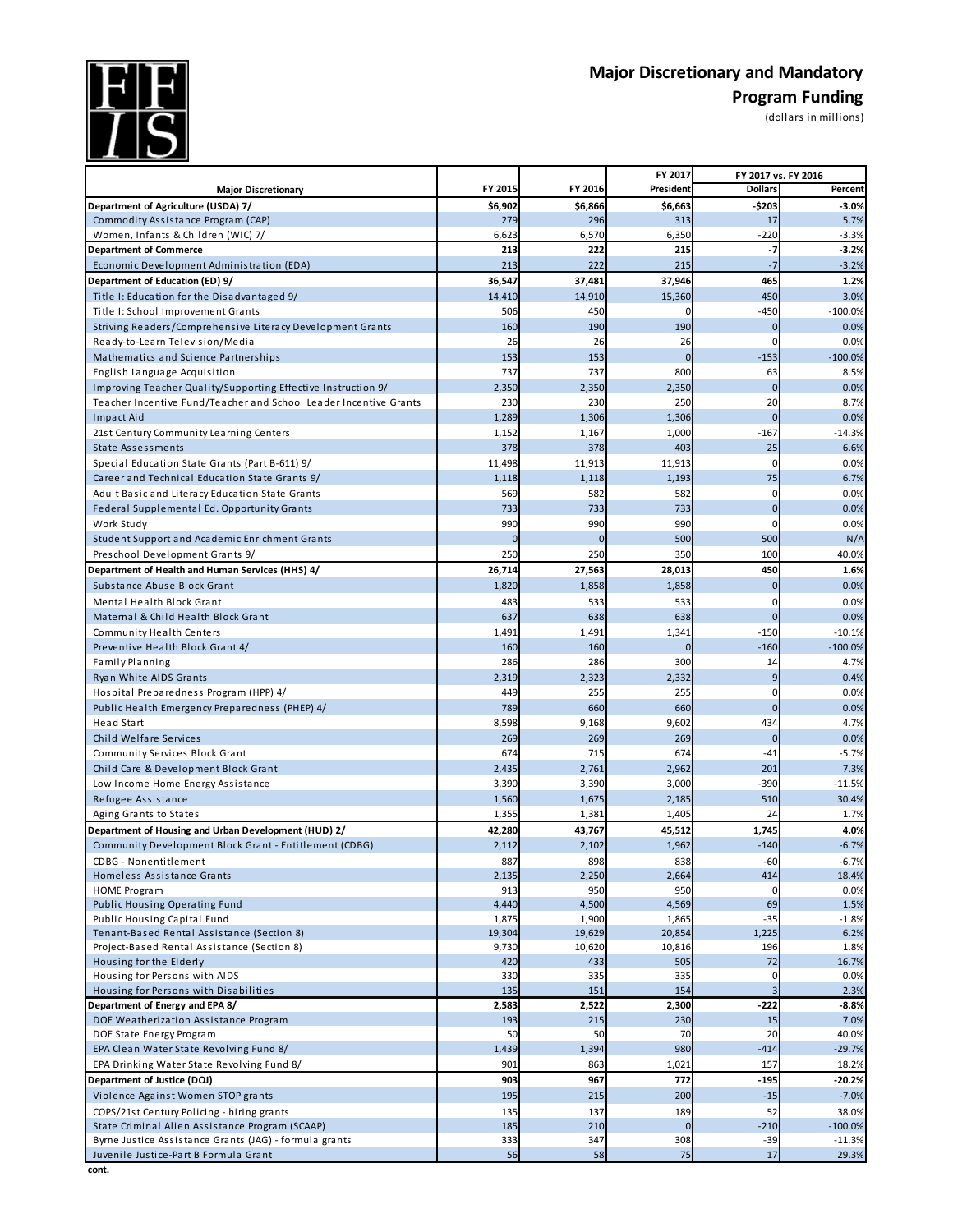# Major Discretionary and Mandatory Program Funding

(dollars in millions)

| Major Discretionary | FY 2015 | FY 2016 | FY 2017 President | FY 2017 vs. FY 2016 | |
|---|---|---|---|---|---|
| | | | | Dollars | Percent |
| **Department of Agriculture (USDA) 7/** | **$6,902** | **$6,866** | **$6,663** | **-$203** | **-3.0%** |
| Commodity Assistance Program (CAP) | 279 | 296 | 313 | 17 | 5.7% |
| Women, Infants & Children (WIC) 7/ | 6,623 | 6,570 | 6,350 | -220 | -3.3% |
| **Department of Commerce** | **213** | **222** | **215** | **-7** | **-3.2%** |
| Economic Development Administration (EDA) | 213 | 222 | 215 | -7 | -3.2% |
| **Department of Education (ED) 9/** | **36,547** | **37,481** | **37,946** | **465** | **1.2%** |
| Title I: Education for the Disadvantaged 9/ | 14,410 | 14,910 | 15,360 | 450 | 3.0% |
| Title I: School Improvement Grants | 506 | 450 | 0 | -450 | -100.0% |
| Striving Readers/Comprehensive Literacy Development Grants | 160 | 190 | 190 | 0 | 0.0% |
| Ready-to-Learn Television/Media | 26 | 26 | 26 | 0 | 0.0% |
| Mathematics and Science Partnerships | 153 | 153 | 0 | -153 | -100.0% |
| English Language Acquisition | 737 | 737 | 800 | 63 | 8.5% |
| Improving Teacher Quality/Supporting Effective Instruction 9/ | 2,350 | 2,350 | 2,350 | 0 | 0.0% |
| Teacher Incentive Fund/Teacher and School Leader Incentive Grants | 230 | 230 | 250 | 20 | 8.7% |
| Impact Aid | 1,289 | 1,306 | 1,306 | 0 | 0.0% |
| 21st Century Community Learning Centers | 1,152 | 1,167 | 1,000 | -167 | -14.3% |
| State Assessments | 378 | 378 | 403 | 25 | 6.6% |
| Special Education State Grants (Part B-611) 9/ | 11,498 | 11,913 | 11,913 | 0 | 0.0% |
| Career and Technical Education State Grants 9/ | 1,118 | 1,118 | 1,193 | 75 | 6.7% |
| Adult Basic and Literacy Education State Grants | 569 | 582 | 582 | 0 | 0.0% |
| Federal Supplemental Ed. Opportunity Grants | 733 | 733 | 733 | 0 | 0.0% |
| Work Study | 990 | 990 | 990 | 0 | 0.0% |
| Student Support and Academic Enrichment Grants | 0 | 0 | 500 | 500 | N/A |
| Preschool Development Grants 9/ | 250 | 250 | 350 | 100 | 40.0% |
| **Department of Health and Human Services (HHS) 4/** | **26,714** | **27,563** | **28,013** | **450** | **1.6%** |
| Substance Abuse Block Grant | 1,820 | 1,858 | 1,858 | 0 | 0.0% |
| Mental Health Block Grant | 483 | 533 | 533 | 0 | 0.0% |
| Maternal & Child Health Block Grant | 637 | 638 | 638 | 0 | 0.0% |
| Community Health Centers | 1,491 | 1,491 | 1,341 | -150 | -10.1% |
| Preventive Health Block Grant 4/ | 160 | 160 | 0 | -160 | -100.0% |
| Family Planning | 286 | 286 | 300 | 14 | 4.7% |
| Ryan White AIDS Grants | 2,319 | 2,323 | 2,332 | 9 | 0.4% |
| Hospital Preparedness Program (HPP) 4/ | 449 | 255 | 255 | 0 | 0.0% |
| Public Health Emergency Preparedness (PHEP) 4/ | 789 | 660 | 660 | 0 | 0.0% |
| Head Start | 8,598 | 9,168 | 9,602 | 434 | 4.7% |
| Child Welfare Services | 269 | 269 | 269 | 0 | 0.0% |
| Community Services Block Grant | 674 | 715 | 674 | -41 | -5.7% |
| Child Care & Development Block Grant | 2,435 | 2,761 | 2,962 | 201 | 7.3% |
| Low Income Home Energy Assistance | 3,390 | 3,390 | 3,000 | -390 | -11.5% |
| Refugee Assistance | 1,560 | 1,675 | 2,185 | 510 | 30.4% |
| Aging Grants to States | 1,355 | 1,381 | 1,405 | 24 | 1.7% |
| **Department of Housing and Urban Development (HUD) 2/** | **42,280** | **43,767** | **45,512** | **1,745** | **4.0%** |
| Community Development Block Grant - Entitlement (CDBG) | 2,112 | 2,102 | 1,962 | -140 | -6.7% |
| CDBG - Nonentitlement | 887 | 898 | 838 | -60 | -6.7% |
| Homeless Assistance Grants | 2,135 | 2,250 | 2,664 | 414 | 18.4% |
| HOME Program | 913 | 950 | 950 | 0 | 0.0% |
| Public Housing Operating Fund | 4,440 | 4,500 | 4,569 | 69 | 1.5% |
| Public Housing Capital Fund | 1,875 | 1,900 | 1,865 | -35 | -1.8% |
| Tenant-Based Rental Assistance (Section 8) | 19,304 | 19,629 | 20,854 | 1,225 | 6.2% |
| Project-Based Rental Assistance (Section 8) | 9,730 | 10,620 | 10,816 | 196 | 1.8% |
| Housing for the Elderly | 420 | 433 | 505 | 72 | 16.7% |
| Housing for Persons with AIDS | 330 | 335 | 335 | 0 | 0.0% |
| Housing for Persons with Disabilities | 135 | 151 | 154 | 3 | 2.3% |
| **Department of Energy and EPA 8/** | **2,583** | **2,522** | **2,300** | **-222** | **-8.8%** |
| DOE Weatherization Assistance Program | 193 | 215 | 230 | 15 | 7.0% |
| DOE State Energy Program | 50 | 50 | 70 | 20 | 40.0% |
| EPA Clean Water State Revolving Fund 8/ | 1,439 | 1,394 | 980 | -414 | -29.7% |
| EPA Drinking Water State Revolving Fund 8/ | 901 | 863 | 1,021 | 157 | 18.2% |
| **Department of Justice (DOJ)** | **903** | **967** | **772** | **-195** | **-20.2%** |
| Violence Against Women STOP grants | 195 | 215 | 200 | -15 | -7.0% |
| COPS/21st Century Policing - hiring grants | 135 | 137 | 189 | 52 | 38.0% |
| State Criminal Alien Assistance Program (SCAAP) | 185 | 210 | 0 | -210 | -100.0% |
| Byrne Justice Assistance Grants (JAG) - formula grants | 333 | 347 | 308 | -39 | -11.3% |
| Juvenile Justice-Part B Formula Grant | 56 | 58 | 75 | 17 | 29.3% |

**cont.**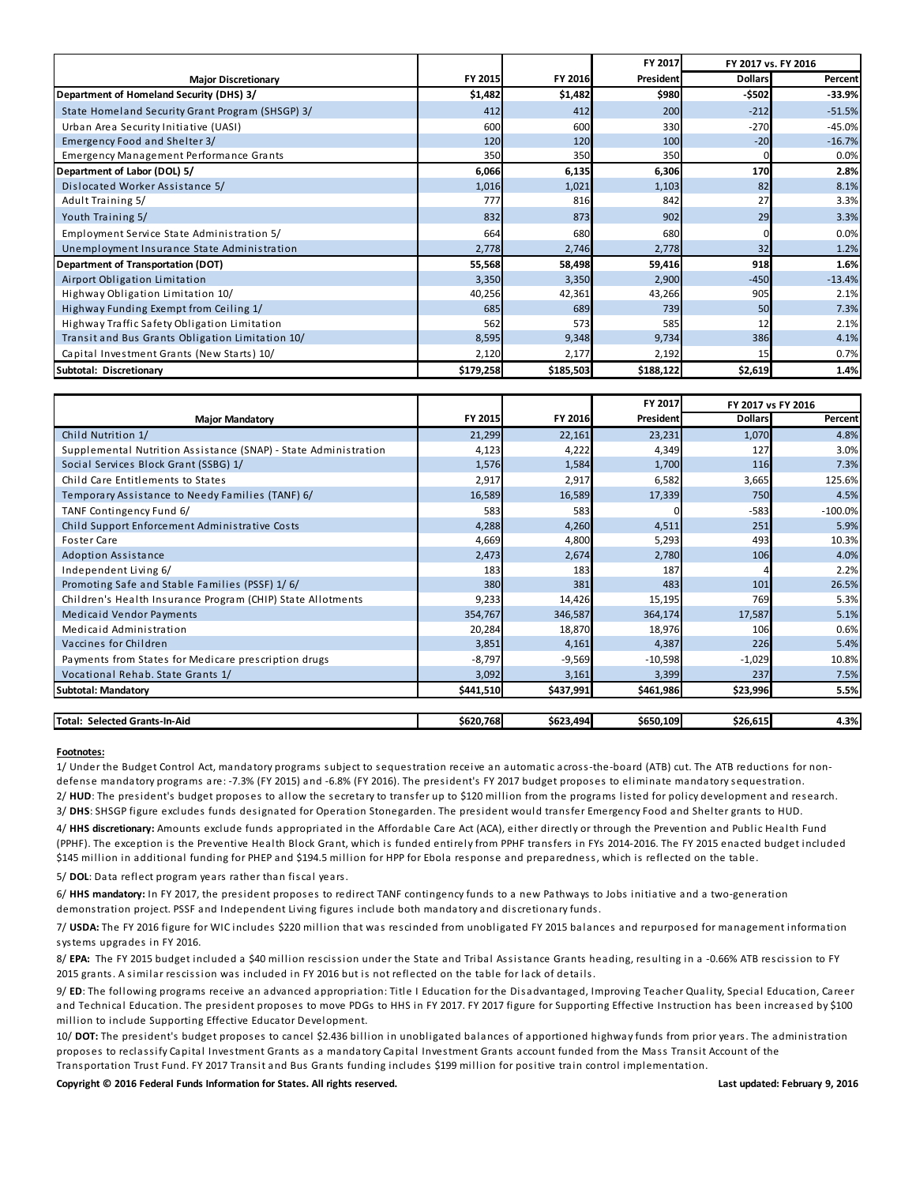| Major Discretionary | FY 2015 | FY 2016 | FY 2017 President | FY 2017 vs. FY 2016 | |
|---|---|---|---|---|---|
| | | | | Dollars | Percent |
| **Department of Homeland Security (DHS) 3/** | **$1,482** | **$1,482** | **$980** | **-$502** | **-33.9%** |
| State Homeland Security Grant Program (SHSGP) 3/ | 412 | 412 | 200 | -212 | -51.5% |
| Urban Area Security Initiative (UASI) | 600 | 600 | 330 | -270 | -45.0% |
| Emergency Food and Shelter 3/ | 120 | 120 | 100 | -20 | -16.7% |
| Emergency Management Performance Grants | 350 | 350 | 350 | 0 | 0.0% |
| **Department of Labor (DOL) 5/** | **6,066** | **6,135** | **6,306** | **170** | **2.8%** |
| Dislocated Worker Assistance 5/ | 1,016 | 1,021 | 1,103 | 82 | 8.1% |
| Adult Training 5/ | 777 | 816 | 842 | 27 | 3.3% |
| Youth Training 5/ | 832 | 873 | 902 | 29 | 3.3% |
| Employment Service State Administration 5/ | 664 | 680 | 680 | 0 | 0.0% |
| Unemployment Insurance State Administration | 2,778 | 2,746 | 2,778 | 32 | 1.2% |
| **Department of Transportation (DOT)** | **55,568** | **58,498** | **59,416** | **918** | **1.6%** |
| Airport Obligation Limitation | 3,350 | 3,350 | 2,900 | -450 | -13.4% |
| Highway Obligation Limitation 10/ | 40,256 | 42,361 | 43,266 | 905 | 2.1% |
| Highway Funding Exempt from Ceiling 1/ | 685 | 689 | 739 | 50 | 7.3% |
| Highway Traffic Safety Obligation Limitation | 562 | 573 | 585 | 12 | 2.1% |
| Transit and Bus Grants Obligation Limitation 10/ | 8,595 | 9,348 | 9,734 | 386 | 4.1% |
| Capital Investment Grants (New Starts) 10/ | 2,120 | 2,177 | 2,192 | 15 | 0.7% |
| **Subtotal: Discretionary** | **$179,258** | **$185,503** | **$188,122** | **$2,619** | **1.4%** |

| Major Mandatory | FY 2015 | FY 2016 | FY 2017 President | FY 2017 vs FY 2016 | |
|---|---|---|---|---|---|
| | | | | Dollars | Percent |
| Child Nutrition 1/ | 21,299 | 22,161 | 23,231 | 1,070 | 4.8% |
| Supplemental Nutrition Assistance (SNAP) - State Administration | 4,123 | 4,222 | 4,349 | 127 | 3.0% |
| Social Services Block Grant (SSBG) 1/ | 1,576 | 1,584 | 1,700 | 116 | 7.3% |
| Child Care Entitlements to States | 2,917 | 2,917 | 6,582 | 3,665 | 125.6% |
| Temporary Assistance to Needy Families (TANF) 6/ | 16,589 | 16,589 | 17,339 | 750 | 4.5% |
| TANF Contingency Fund 6/ | 583 | 583 | 0 | -583 | -100.0% |
| Child Support Enforcement Administrative Costs | 4,288 | 4,260 | 4,511 | 251 | 5.9% |
| Foster Care | 4,669 | 4,800 | 5,293 | 493 | 10.3% |
| Adoption Assistance | 2,473 | 2,674 | 2,780 | 106 | 4.0% |
| Independent Living 6/ | 183 | 183 | 187 | 4 | 2.2% |
| Promoting Safe and Stable Families (PSSF) 1/ 6/ | 380 | 381 | 483 | 101 | 26.5% |
| Children's Health Insurance Program (CHIP) State Allotments | 9,233 | 14,426 | 15,195 | 769 | 5.3% |
| Medicaid Vendor Payments | 354,767 | 346,587 | 364,174 | 17,587 | 5.1% |
| Medicaid Administration | 20,284 | 18,870 | 18,976 | 106 | 0.6% |
| Vaccines for Children | 3,851 | 4,161 | 4,387 | 226 | 5.4% |
| Payments from States for Medicare prescription drugs | -8,797 | -9,569 | -10,598 | -1,029 | 10.8% |
| Vocational Rehab. State Grants 1/ | 3,092 | 3,161 | 3,399 | 237 | 7.5% |
| **Subtotal: Mandatory** | **$441,510** | **$437,991** | **$461,986** | **$23,996** | **5.5%** |
| | | | | | |
| **Total: Selected Grants-In-Aid** | **$620,768** | **$623,494** | **$650,109** | **$26,615** | **4.3%** |

**Footnotes:**

1/ Under the Budget Control Act, mandatory programs subject to sequestration receive an automatic across-the-board (ATB) cut. The ATB reductions for non-defense mandatory programs are: -7.3% (FY 2015) and -6.8% (FY 2016). The president's FY 2017 budget proposes to eliminate mandatory sequestration.

2/ **HUD**: The president's budget proposes to allow the secretary to transfer up to $120 million from the programs listed for policy development and research.

3/ **DHS**: SHSGP figure excludes funds designated for Operation Stonegarden. The president would transfer Emergency Food and Shelter grants to HUD.

4/ **HHS discretionary:** Amounts exclude funds appropriated in the Affordable Care Act (ACA), either directly or through the Prevention and Public Health Fund (PPHF). The exception is the Preventive Health Block Grant, which is funded entirely from PPHF transfers in FYs 2014-2016. The FY 2015 enacted budget included $145 million in additional funding for PHEP and $194.5 million for HPP for Ebola response and preparedness, which is reflected on the table.

5/ **DOL**: Data reflect program years rather than fiscal years.

6/ **HHS mandatory:** In FY 2017, the president proposes to redirect TANF contingency funds to a new Pathways to Jobs initiative and a two-generation demonstration project. PSSF and Independent Living figures include both mandatory and discretionary funds.

7/ **USDA:** The FY 2016 figure for WIC includes $220 million that was rescinded from unobligated FY 2015 balances and repurposed for management information systems upgrades in FY 2016.

8/ **EPA:** The FY 2015 budget included a $40 million rescission under the State and Tribal Assistance Grants heading, resulting in a -0.66% ATB rescission to FY 2015 grants. A similar rescission was included in FY 2016 but is not reflected on the table for lack of details.

9/ **ED**: The following programs receive an advanced appropriation: Title I Education for the Disadvantaged, Improving Teacher Quality, Special Education, Career and Technical Education. The president proposes to move PDGs to HHS in FY 2017. FY 2017 figure for Supporting Effective Instruction has been increased by $100 million to include Supporting Effective Educator Development.

10/ **DOT:** The president's budget proposes to cancel $2.436 billion in unobligated balances of apportioned highway funds from prior years. The administration proposes to reclassify Capital Investment Grants as a mandatory Capital Investment Grants account funded from the Mass Transit Account of the Transportation Trust Fund. FY 2017 Transit and Bus Grants funding includes $199 million for positive train control implementation.

**Copyright © 2016 Federal Funds Information for States. All rights reserved.** **Last updated: February 9, 2016**